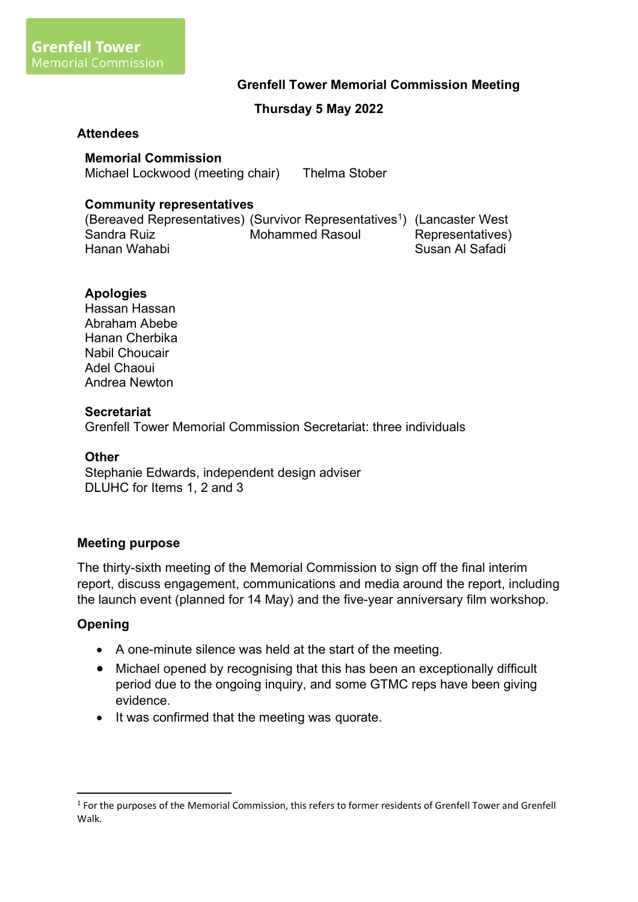**Grenfell Tower**
Memorial Commission

# Grenfell Tower Memorial Commission Meeting

**Thursday 5 May 2022**

## Attendees

### Memorial Commission

Michael Lockwood (meeting chair) Thelma Stober

### Community representatives

| (Bereaved Representatives) | (Survivor Representatives[1]) | (Lancaster West Representatives) |
|---|---|---|
| Sandra Ruiz | Mohammed Rasoul | Susan Al Safadi |
| Hanan Wahabi | | |

### Apologies

Hassan Hassan
Abraham Abebe
Hanan Cherbika
Nabil Choucair
Adel Chaoui
Andrea Newton

### Secretariat

Grenfell Tower Memorial Commission Secretariat: three individuals

### Other

Stephanie Edwards, independent design adviser
DLUHC for Items 1, 2 and 3

## Meeting purpose

The thirty-sixth meeting of the Memorial Commission to sign off the final interim report, discuss engagement, communications and media around the report, including the launch event (planned for 14 May) and the five-year anniversary film workshop.

## Opening

- A one-minute silence was held at the start of the meeting.
- Michael opened by recognising that this has been an exceptionally difficult period due to the ongoing inquiry, and some GTMC reps have been giving evidence.
- It was confirmed that the meeting was quorate.

[1] For the purposes of the Memorial Commission, this refers to former residents of Grenfell Tower and Grenfell Walk.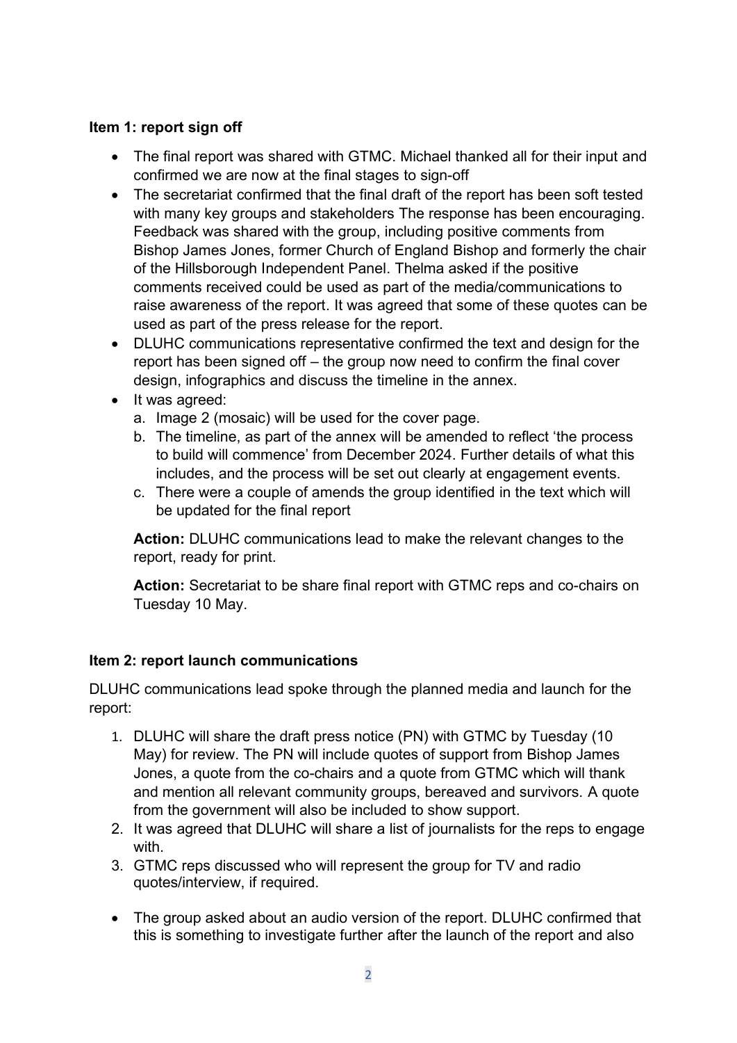**Item 1: report sign off**

- The final report was shared with GTMC. Michael thanked all for their input and confirmed we are now at the final stages to sign-off
- The secretariat confirmed that the final draft of the report has been soft tested with many key groups and stakeholders The response has been encouraging. Feedback was shared with the group, including positive comments from Bishop James Jones, former Church of England Bishop and formerly the chair of the Hillsborough Independent Panel. Thelma asked if the positive comments received could be used as part of the media/communications to raise awareness of the report. It was agreed that some of these quotes can be used as part of the press release for the report.
- DLUHC communications representative confirmed the text and design for the report has been signed off – the group now need to confirm the final cover design, infographics and discuss the timeline in the annex.
- It was agreed:
  a. Image 2 (mosaic) will be used for the cover page.
  b. The timeline, as part of the annex will be amended to reflect 'the process to build will commence' from December 2024. Further details of what this includes, and the process will be set out clearly at engagement events.
  c. There were a couple of amends the group identified in the text which will be updated for the final report

  **Action:** DLUHC communications lead to make the relevant changes to the report, ready for print.

  **Action:** Secretariat to be share final report with GTMC reps and co-chairs on Tuesday 10 May.

**Item 2: report launch communications**

DLUHC communications lead spoke through the planned media and launch for the report:

1. DLUHC will share the draft press notice (PN) with GTMC by Tuesday (10 May) for review. The PN will include quotes of support from Bishop James Jones, a quote from the co-chairs and a quote from GTMC which will thank and mention all relevant community groups, bereaved and survivors. A quote from the government will also be included to show support.
2. It was agreed that DLUHC will share a list of journalists for the reps to engage with.
3. GTMC reps discussed who will represent the group for TV and radio quotes/interview, if required.

- The group asked about an audio version of the report. DLUHC confirmed that this is something to investigate further after the launch of the report and also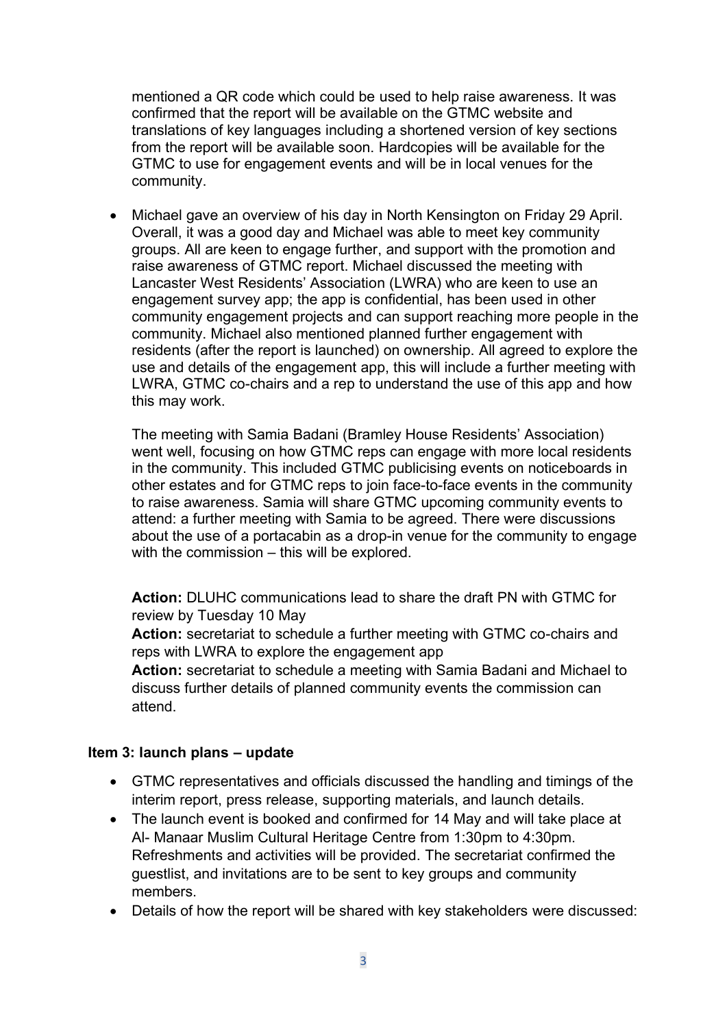mentioned a QR code which could be used to help raise awareness. It was confirmed that the report will be available on the GTMC website and translations of key languages including a shortened version of key sections from the report will be available soon. Hardcopies will be available for the GTMC to use for engagement events and will be in local venues for the community.

- Michael gave an overview of his day in North Kensington on Friday 29 April. Overall, it was a good day and Michael was able to meet key community groups. All are keen to engage further, and support with the promotion and raise awareness of GTMC report. Michael discussed the meeting with Lancaster West Residents' Association (LWRA) who are keen to use an engagement survey app; the app is confidential, has been used in other community engagement projects and can support reaching more people in the community. Michael also mentioned planned further engagement with residents (after the report is launched) on ownership. All agreed to explore the use and details of the engagement app, this will include a further meeting with LWRA, GTMC co-chairs and a rep to understand the use of this app and how this may work.

  The meeting with Samia Badani (Bramley House Residents' Association) went well, focusing on how GTMC reps can engage with more local residents in the community. This included GTMC publicising events on noticeboards in other estates and for GTMC reps to join face-to-face events in the community to raise awareness. Samia will share GTMC upcoming community events to attend: a further meeting with Samia to be agreed. There were discussions about the use of a portacabin as a drop-in venue for the community to engage with the commission – this will be explored.

  **Action:** DLUHC communications lead to share the draft PN with GTMC for review by Tuesday 10 May
  **Action:** secretariat to schedule a further meeting with GTMC co-chairs and reps with LWRA to explore the engagement app
  **Action:** secretariat to schedule a meeting with Samia Badani and Michael to discuss further details of planned community events the commission can attend.

**Item 3: launch plans – update**

- GTMC representatives and officials discussed the handling and timings of the interim report, press release, supporting materials, and launch details.
- The launch event is booked and confirmed for 14 May and will take place at Al- Manaar Muslim Cultural Heritage Centre from 1:30pm to 4:30pm. Refreshments and activities will be provided. The secretariat confirmed the guestlist, and invitations are to be sent to key groups and community members.
- Details of how the report will be shared with key stakeholders were discussed: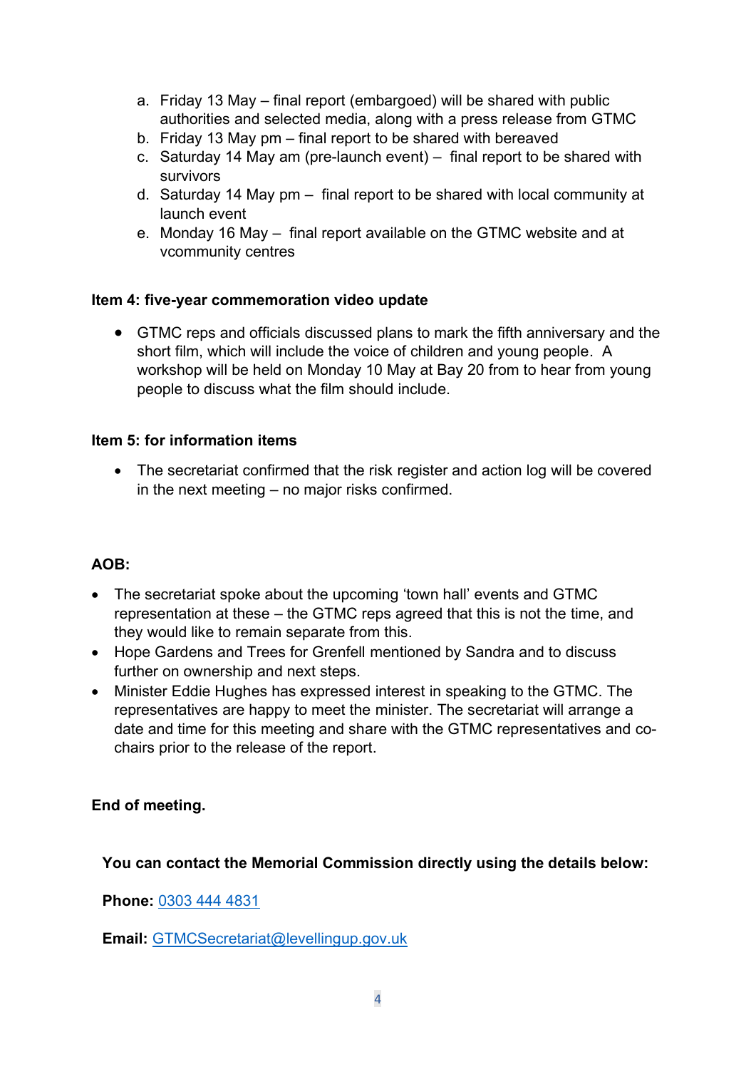a. Friday 13 May – final report (embargoed) will be shared with public authorities and selected media, along with a press release from GTMC
b. Friday 13 May pm – final report to be shared with bereaved
c. Saturday 14 May am (pre-launch event) – final report to be shared with survivors
d. Saturday 14 May pm – final report to be shared with local community at launch event
e. Monday 16 May – final report available on the GTMC website and at vcommunity centres

**Item 4: five-year commemoration video update**

- GTMC reps and officials discussed plans to mark the fifth anniversary and the short film, which will include the voice of children and young people. A workshop will be held on Monday 10 May at Bay 20 from to hear from young people to discuss what the film should include.

**Item 5: for information items**

- The secretariat confirmed that the risk register and action log will be covered in the next meeting – no major risks confirmed.

**AOB:**

- The secretariat spoke about the upcoming 'town hall' events and GTMC representation at these – the GTMC reps agreed that this is not the time, and they would like to remain separate from this.
- Hope Gardens and Trees for Grenfell mentioned by Sandra and to discuss further on ownership and next steps.
- Minister Eddie Hughes has expressed interest in speaking to the GTMC. The representatives are happy to meet the minister. The secretariat will arrange a date and time for this meeting and share with the GTMC representatives and co-chairs prior to the release of the report.

**End of meeting.**

**You can contact the Memorial Commission directly using the details below:**

**Phone:** 0303 444 4831

**Email:** GTMCSecretariat@levellingup.gov.uk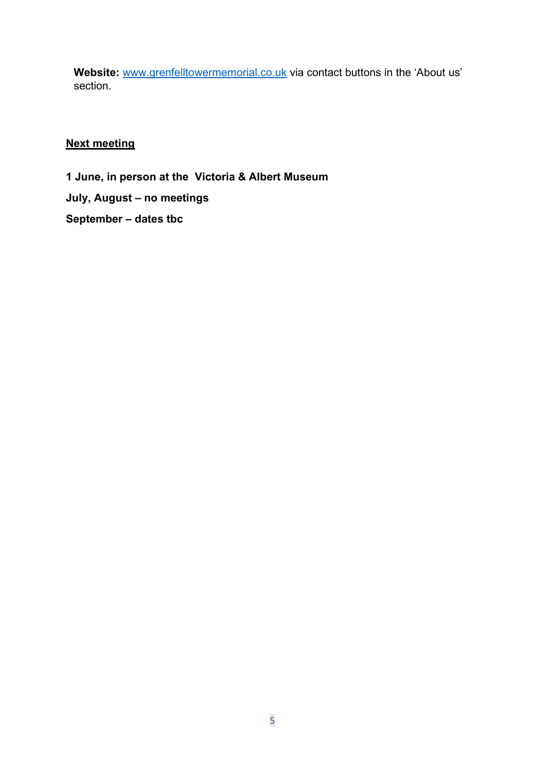**Website:** [www.grenfelltowermemorial.co.uk](http://www.grenfelltowermemorial.co.uk) via contact buttons in the 'About us' section.

## Next meeting

**1 June, in person at the Victoria & Albert Museum**

**July, August – no meetings**

**September – dates tbc**